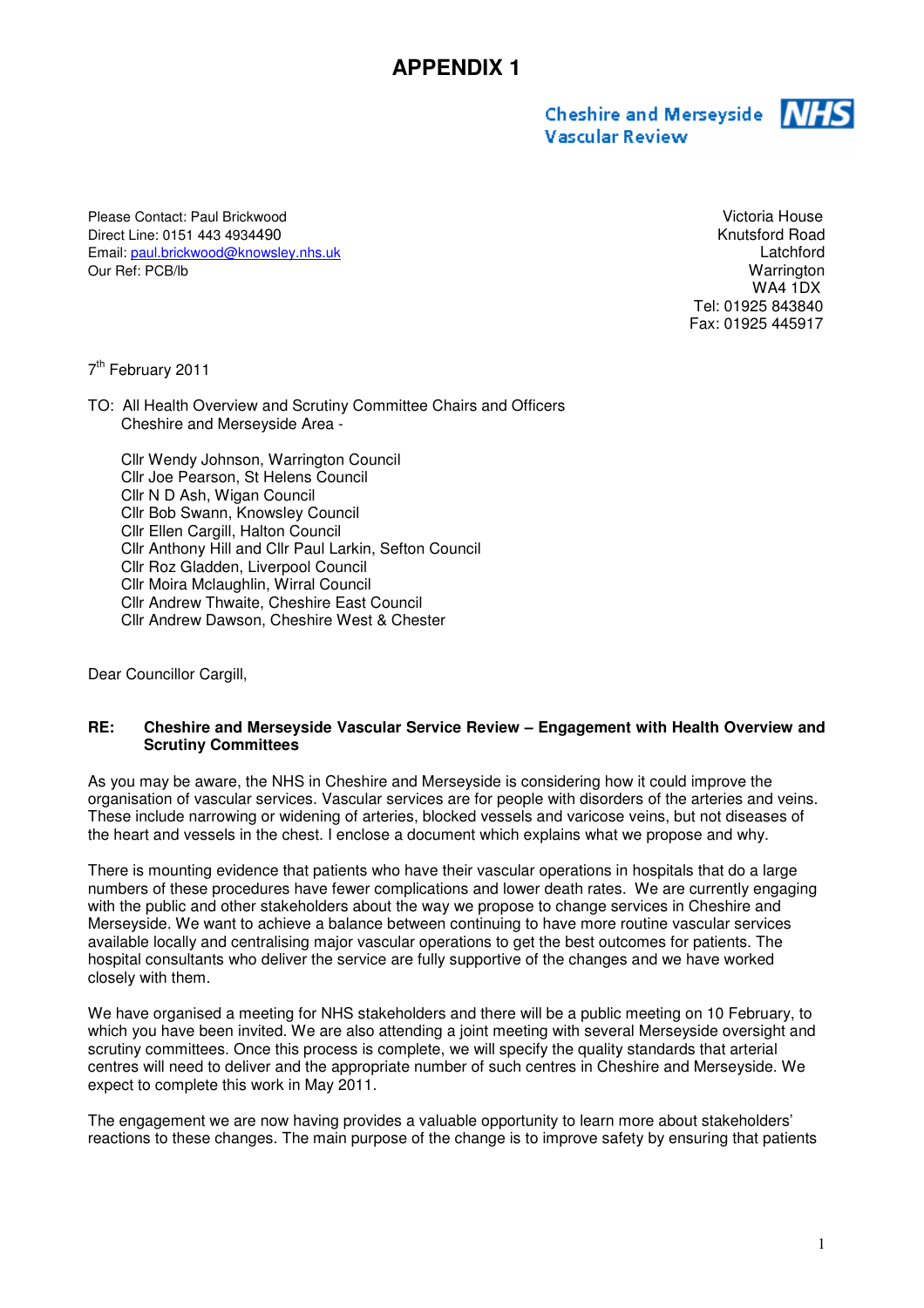# APPENDIX 1

Cheshire and Merseyside NHS
Vascular Review

Please Contact: Paul Brickwood
Direct Line: 0151 443 4934490
Email: paul.brickwood@knowsley.nhs.uk
Our Ref: PCB/lb

Victoria House
Knutsford Road
Latchford
Warrington
WA4 1DX
Tel: 01925 843840
Fax: 01925 445917

7th February 2011

TO: All Health Overview and Scrutiny Committee Chairs and Officers
Cheshire and Merseyside Area -

Cllr Wendy Johnson, Warrington Council
Cllr Joe Pearson, St Helens Council
Cllr N D Ash, Wigan Council
Cllr Bob Swann, Knowsley Council
Cllr Ellen Cargill, Halton Council
Cllr Anthony Hill and Cllr Paul Larkin, Sefton Council
Cllr Roz Gladden, Liverpool Council
Cllr Moira Mclaughlin, Wirral Council
Cllr Andrew Thwaite, Cheshire East Council
Cllr Andrew Dawson, Cheshire West & Chester

Dear Councillor Cargill,

**RE: Cheshire and Merseyside Vascular Service Review – Engagement with Health Overview and Scrutiny Committees**

As you may be aware, the NHS in Cheshire and Merseyside is considering how it could improve the organisation of vascular services. Vascular services are for people with disorders of the arteries and veins. These include narrowing or widening of arteries, blocked vessels and varicose veins, but not diseases of the heart and vessels in the chest. I enclose a document which explains what we propose and why.

There is mounting evidence that patients who have their vascular operations in hospitals that do a large numbers of these procedures have fewer complications and lower death rates. We are currently engaging with the public and other stakeholders about the way we propose to change services in Cheshire and Merseyside. We want to achieve a balance between continuing to have more routine vascular services available locally and centralising major vascular operations to get the best outcomes for patients. The hospital consultants who deliver the service are fully supportive of the changes and we have worked closely with them.

We have organised a meeting for NHS stakeholders and there will be a public meeting on 10 February, to which you have been invited. We are also attending a joint meeting with several Merseyside oversight and scrutiny committees. Once this process is complete, we will specify the quality standards that arterial centres will need to deliver and the appropriate number of such centres in Cheshire and Merseyside. We expect to complete this work in May 2011.

The engagement we are now having provides a valuable opportunity to learn more about stakeholders' reactions to these changes. The main purpose of the change is to improve safety by ensuring that patients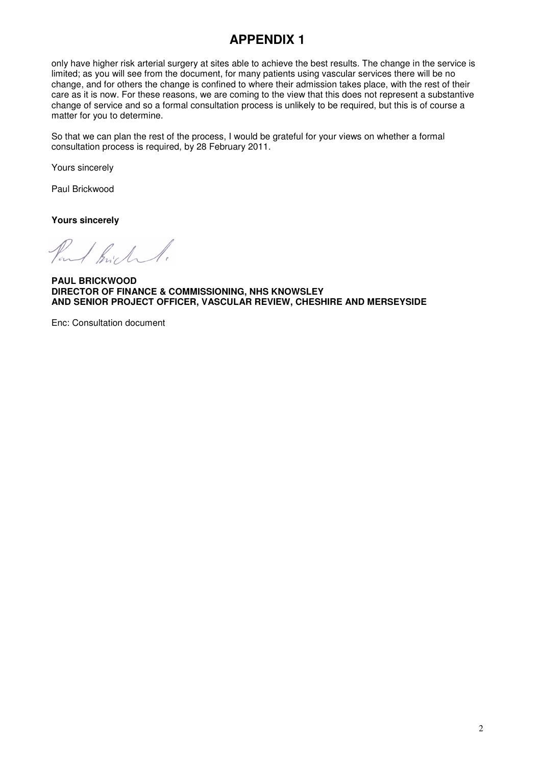# APPENDIX 1

only have higher risk arterial surgery at sites able to achieve the best results. The change in the service is limited; as you will see from the document, for many patients using vascular services there will be no change, and for others the change is confined to where their admission takes place, with the rest of their care as it is now. For these reasons, we are coming to the view that this does not represent a substantive change of service and so a formal consultation process is unlikely to be required, but this is of course a matter for you to determine.

So that we can plan the rest of the process, I would be grateful for your views on whether a formal consultation process is required, by 28 February 2011.

Yours sincerely

Paul Brickwood

**Yours sincerely**

**PAUL BRICKWOOD**
**DIRECTOR OF FINANCE & COMMISSIONING, NHS KNOWSLEY**
**AND SENIOR PROJECT OFFICER, VASCULAR REVIEW, CHESHIRE AND MERSEYSIDE**

Enc: Consultation document